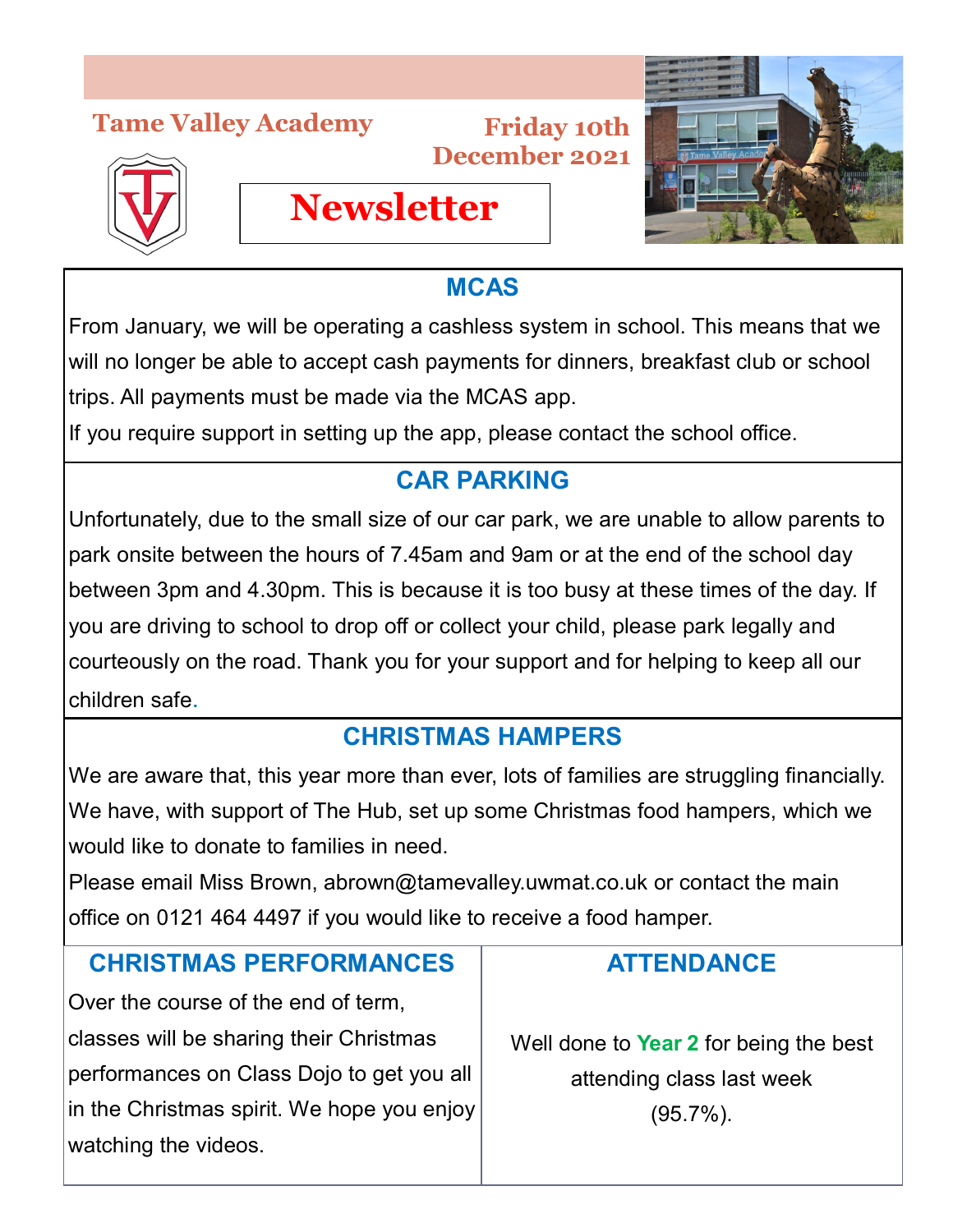# Tame Valley Academy

**Friday 10th December 2021**

# Newsletter

## MCAS

From January, we will be operating a cashless system in school. This means that we will no longer be able to accept cash payments for dinners, breakfast club or school trips. All payments must be made via the MCAS app.

If you require support in setting up the app, please contact the school office.

## CAR PARKING

Unfortunately, due to the small size of our car park, we are unable to allow parents to park onsite between the hours of 7.45am and 9am or at the end of the school day between 3pm and 4.30pm. This is because it is too busy at these times of the day. If you are driving to school to drop off or collect your child, please park legally and courteously on the road. Thank you for your support and for helping to keep all our children safe.

## CHRISTMAS HAMPERS

We are aware that, this year more than ever, lots of families are struggling financially. We have, with support of The Hub, set up some Christmas food hampers, which we would like to donate to families in need.

Please email Miss Brown, abrown@tamevalley.uwmat.co.uk or contact the main office on 0121 464 4497 if you would like to receive a food hamper.

## CHRISTMAS PERFORMANCES

Over the course of the end of term, classes will be sharing their Christmas performances on Class Dojo to get you all in the Christmas spirit. We hope you enjoy watching the videos.

## ATTENDANCE

Well done to **Year 2** for being the best attending class last week (95.7%).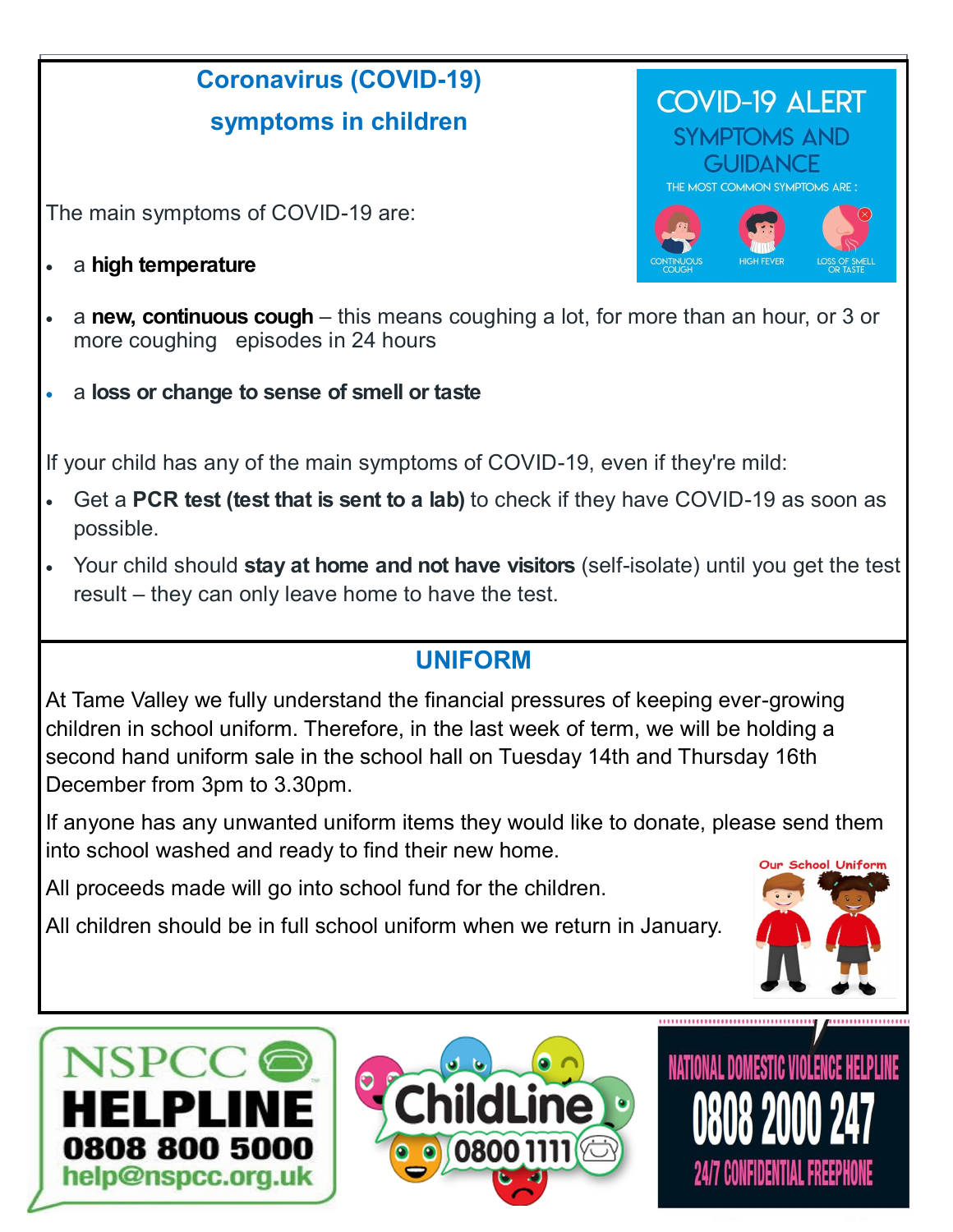## Coronavirus (COVID-19) symptoms in children

COVID-19 ALERT

SYMPTOMS AND GUIDANCE

THE MOST COMMON SYMPTOMS ARE :

CONTINUOUS COUGH

HIGH FEVER

LOSS OF SMELL OR TASTE

The main symptoms of COVID-19 are:

- a **high temperature**
- a **new, continuous cough** – this means coughing a lot, for more than an hour, or 3 or more coughing episodes in 24 hours
- a **loss or change to sense of smell or taste**

If your child has any of the main symptoms of COVID-19, even if they're mild:

- Get a **PCR test (test that is sent to a lab)** to check if they have COVID-19 as soon as possible.
- Your child should **stay at home and not have visitors** (self-isolate) until you get the test result – they can only leave home to have the test.

## UNIFORM

At Tame Valley we fully understand the financial pressures of keeping ever-growing children in school uniform. Therefore, in the last week of term, we will be holding a second hand uniform sale in the school hall on Tuesday 14th and Thursday 16th December from 3pm to 3.30pm.

If anyone has any unwanted uniform items they would like to donate, please send them into school washed and ready to find their new home.

All proceeds made will go into school fund for the children.

All children should be in full school uniform when we return in January.

Our School Uniform

NSPCC HELPLINE 0808 800 5000 help@nspcc.org.uk

ChildLine 0800 1111

NATIONAL DOMESTIC VIOLENCE HELPLINE 0808 2000 247 24/7 CONFIDENTIAL FREEPHONE